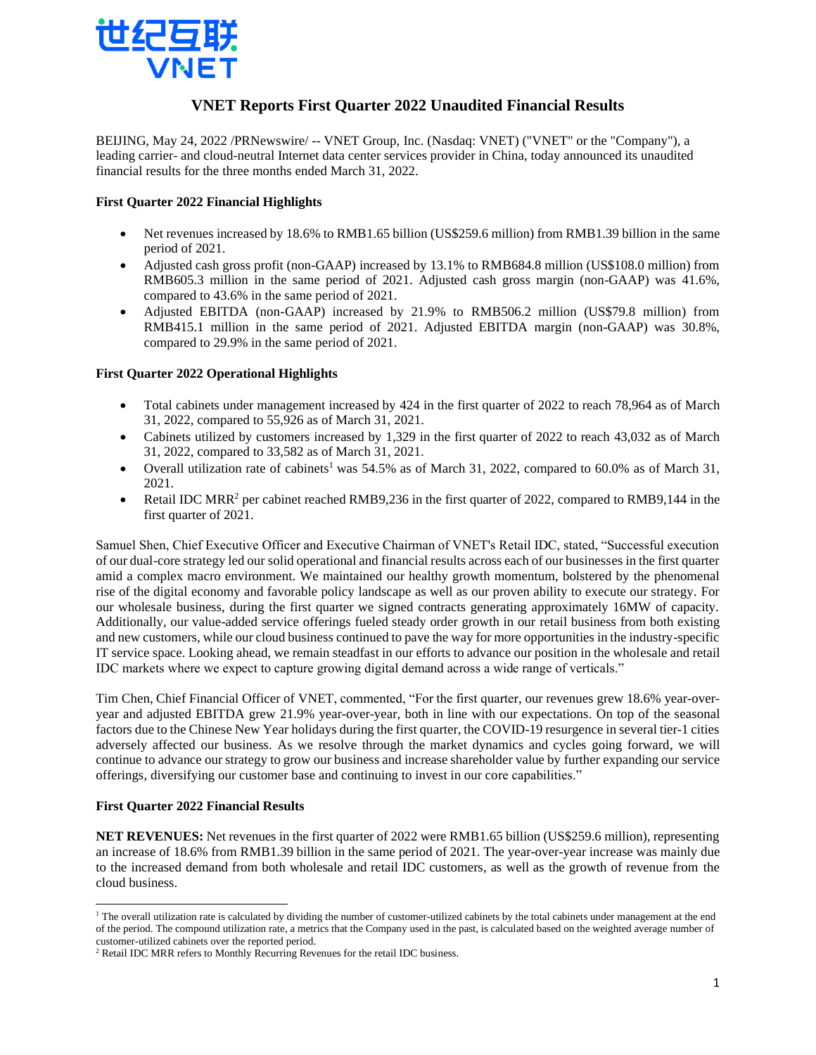# VNET Reports First Quarter 2022 Unaudited Financial Results

BEIJING, May 24, 2022 /PRNewswire/ -- VNET Group, Inc. (Nasdaq: VNET) ("VNET" or the "Company"), a leading carrier- and cloud-neutral Internet data center services provider in China, today announced its unaudited financial results for the three months ended March 31, 2022.

**First Quarter 2022 Financial Highlights**

- Net revenues increased by 18.6% to RMB1.65 billion (US$259.6 million) from RMB1.39 billion in the same period of 2021.
- Adjusted cash gross profit (non-GAAP) increased by 13.1% to RMB684.8 million (US$108.0 million) from RMB605.3 million in the same period of 2021. Adjusted cash gross margin (non-GAAP) was 41.6%, compared to 43.6% in the same period of 2021.
- Adjusted EBITDA (non-GAAP) increased by 21.9% to RMB506.2 million (US$79.8 million) from RMB415.1 million in the same period of 2021. Adjusted EBITDA margin (non-GAAP) was 30.8%, compared to 29.9% in the same period of 2021.

**First Quarter 2022 Operational Highlights**

- Total cabinets under management increased by 424 in the first quarter of 2022 to reach 78,964 as of March 31, 2022, compared to 55,926 as of March 31, 2021.
- Cabinets utilized by customers increased by 1,329 in the first quarter of 2022 to reach 43,032 as of March 31, 2022, compared to 33,582 as of March 31, 2021.
- Overall utilization rate of cabinets[1] was 54.5% as of March 31, 2022, compared to 60.0% as of March 31, 2021.
- Retail IDC MRR[2] per cabinet reached RMB9,236 in the first quarter of 2022, compared to RMB9,144 in the first quarter of 2021.

Samuel Shen, Chief Executive Officer and Executive Chairman of VNET's Retail IDC, stated, "Successful execution of our dual-core strategy led our solid operational and financial results across each of our businesses in the first quarter amid a complex macro environment. We maintained our healthy growth momentum, bolstered by the phenomenal rise of the digital economy and favorable policy landscape as well as our proven ability to execute our strategy. For our wholesale business, during the first quarter we signed contracts generating approximately 16MW of capacity. Additionally, our value-added service offerings fueled steady order growth in our retail business from both existing and new customers, while our cloud business continued to pave the way for more opportunities in the industry-specific IT service space. Looking ahead, we remain steadfast in our efforts to advance our position in the wholesale and retail IDC markets where we expect to capture growing digital demand across a wide range of verticals."

Tim Chen, Chief Financial Officer of VNET, commented, "For the first quarter, our revenues grew 18.6% year-over-year and adjusted EBITDA grew 21.9% year-over-year, both in line with our expectations. On top of the seasonal factors due to the Chinese New Year holidays during the first quarter, the COVID-19 resurgence in several tier-1 cities adversely affected our business. As we resolve through the market dynamics and cycles going forward, we will continue to advance our strategy to grow our business and increase shareholder value by further expanding our service offerings, diversifying our customer base and continuing to invest in our core capabilities."

**First Quarter 2022 Financial Results**

**NET REVENUES:** Net revenues in the first quarter of 2022 were RMB1.65 billion (US$259.6 million), representing an increase of 18.6% from RMB1.39 billion in the same period of 2021. The year-over-year increase was mainly due to the increased demand from both wholesale and retail IDC customers, as well as the growth of revenue from the cloud business.

---

[1] The overall utilization rate is calculated by dividing the number of customer-utilized cabinets by the total cabinets under management at the end of the period. The compound utilization rate, a metrics that the Company used in the past, is calculated based on the weighted average number of customer-utilized cabinets over the reported period.

[2] Retail IDC MRR refers to Monthly Recurring Revenues for the retail IDC business.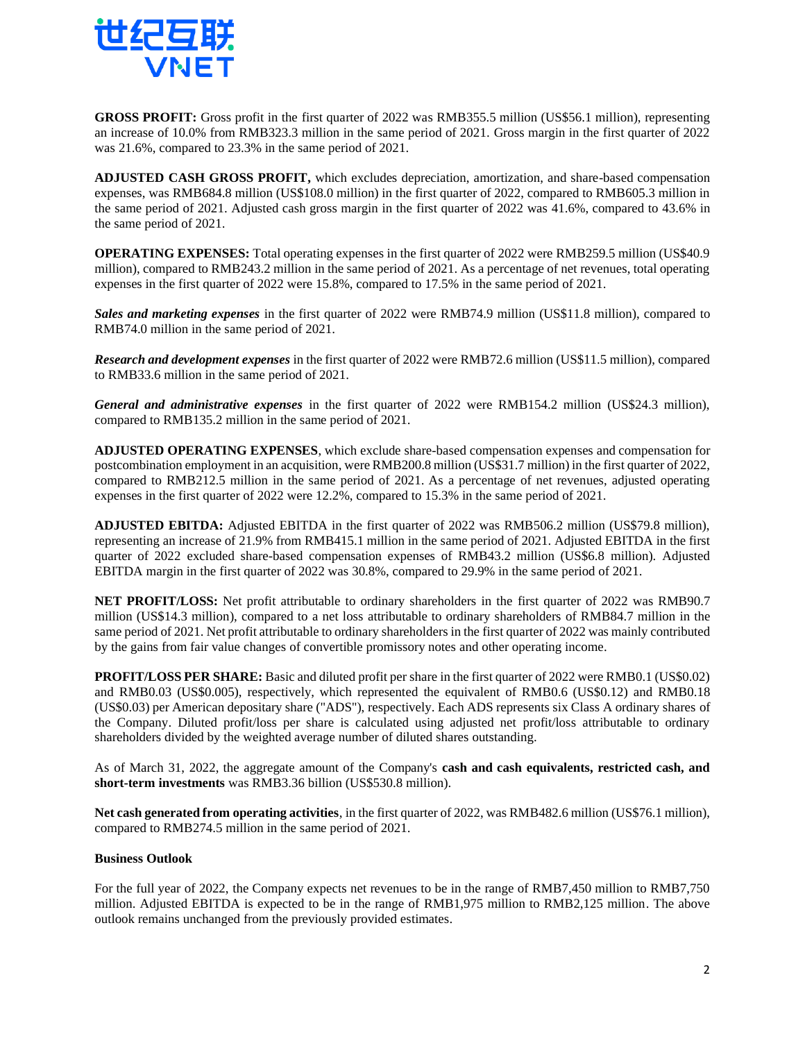**GROSS PROFIT:** Gross profit in the first quarter of 2022 was RMB355.5 million (US$56.1 million), representing an increase of 10.0% from RMB323.3 million in the same period of 2021. Gross margin in the first quarter of 2022 was 21.6%, compared to 23.3% in the same period of 2021.

**ADJUSTED CASH GROSS PROFIT,** which excludes depreciation, amortization, and share-based compensation expenses, was RMB684.8 million (US$108.0 million) in the first quarter of 2022, compared to RMB605.3 million in the same period of 2021. Adjusted cash gross margin in the first quarter of 2022 was 41.6%, compared to 43.6% in the same period of 2021.

**OPERATING EXPENSES:** Total operating expenses in the first quarter of 2022 were RMB259.5 million (US$40.9 million), compared to RMB243.2 million in the same period of 2021. As a percentage of net revenues, total operating expenses in the first quarter of 2022 were 15.8%, compared to 17.5% in the same period of 2021.

***Sales and marketing expenses*** in the first quarter of 2022 were RMB74.9 million (US$11.8 million), compared to RMB74.0 million in the same period of 2021.

***Research and development expenses*** in the first quarter of 2022 were RMB72.6 million (US$11.5 million), compared to RMB33.6 million in the same period of 2021.

***General and administrative expenses*** in the first quarter of 2022 were RMB154.2 million (US$24.3 million), compared to RMB135.2 million in the same period of 2021.

**ADJUSTED OPERATING EXPENSES**, which exclude share-based compensation expenses and compensation for postcombination employment in an acquisition, were RMB200.8 million (US$31.7 million) in the first quarter of 2022, compared to RMB212.5 million in the same period of 2021. As a percentage of net revenues, adjusted operating expenses in the first quarter of 2022 were 12.2%, compared to 15.3% in the same period of 2021.

**ADJUSTED EBITDA:** Adjusted EBITDA in the first quarter of 2022 was RMB506.2 million (US$79.8 million), representing an increase of 21.9% from RMB415.1 million in the same period of 2021. Adjusted EBITDA in the first quarter of 2022 excluded share-based compensation expenses of RMB43.2 million (US$6.8 million). Adjusted EBITDA margin in the first quarter of 2022 was 30.8%, compared to 29.9% in the same period of 2021.

**NET PROFIT/LOSS:** Net profit attributable to ordinary shareholders in the first quarter of 2022 was RMB90.7 million (US$14.3 million), compared to a net loss attributable to ordinary shareholders of RMB84.7 million in the same period of 2021. Net profit attributable to ordinary shareholders in the first quarter of 2022 was mainly contributed by the gains from fair value changes of convertible promissory notes and other operating income.

**PROFIT/LOSS PER SHARE:** Basic and diluted profit per share in the first quarter of 2022 were RMB0.1 (US$0.02) and RMB0.03 (US$0.005), respectively, which represented the equivalent of RMB0.6 (US$0.12) and RMB0.18 (US$0.03) per American depositary share ("ADS"), respectively. Each ADS represents six Class A ordinary shares of the Company. Diluted profit/loss per share is calculated using adjusted net profit/loss attributable to ordinary shareholders divided by the weighted average number of diluted shares outstanding.

As of March 31, 2022, the aggregate amount of the Company's **cash and cash equivalents, restricted cash, and short-term investments** was RMB3.36 billion (US$530.8 million).

**Net cash generated from operating activities**, in the first quarter of 2022, was RMB482.6 million (US$76.1 million), compared to RMB274.5 million in the same period of 2021.

**Business Outlook**

For the full year of 2022, the Company expects net revenues to be in the range of RMB7,450 million to RMB7,750 million. Adjusted EBITDA is expected to be in the range of RMB1,975 million to RMB2,125 million. The above outlook remains unchanged from the previously provided estimates.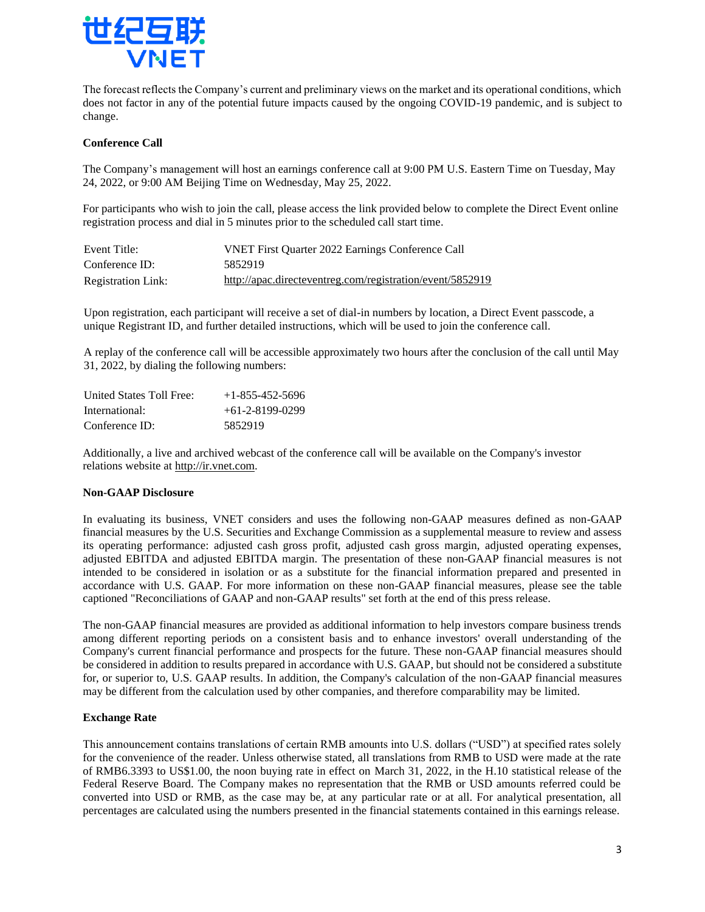The forecast reflects the Company's current and preliminary views on the market and its operational conditions, which does not factor in any of the potential future impacts caused by the ongoing COVID-19 pandemic, and is subject to change.

**Conference Call**

The Company's management will host an earnings conference call at 9:00 PM U.S. Eastern Time on Tuesday, May 24, 2022, or 9:00 AM Beijing Time on Wednesday, May 25, 2022.

For participants who wish to join the call, please access the link provided below to complete the Direct Event online registration process and dial in 5 minutes prior to the scheduled call start time.

| | |
|---|---|
| Event Title: | VNET First Quarter 2022 Earnings Conference Call |
| Conference ID: | 5852919 |
| Registration Link: | http://apac.directeventreg.com/registration/event/5852919 |

Upon registration, each participant will receive a set of dial-in numbers by location, a Direct Event passcode, a unique Registrant ID, and further detailed instructions, which will be used to join the conference call.

A replay of the conference call will be accessible approximately two hours after the conclusion of the call until May 31, 2022, by dialing the following numbers:

| | |
|---|---|
| United States Toll Free: | +1-855-452-5696 |
| International: | +61-2-8199-0299 |
| Conference ID: | 5852919 |

Additionally, a live and archived webcast of the conference call will be available on the Company's investor relations website at http://ir.vnet.com.

**Non-GAAP Disclosure**

In evaluating its business, VNET considers and uses the following non-GAAP measures defined as non-GAAP financial measures by the U.S. Securities and Exchange Commission as a supplemental measure to review and assess its operating performance: adjusted cash gross profit, adjusted cash gross margin, adjusted operating expenses, adjusted EBITDA and adjusted EBITDA margin. The presentation of these non-GAAP financial measures is not intended to be considered in isolation or as a substitute for the financial information prepared and presented in accordance with U.S. GAAP. For more information on these non-GAAP financial measures, please see the table captioned "Reconciliations of GAAP and non-GAAP results" set forth at the end of this press release.

The non-GAAP financial measures are provided as additional information to help investors compare business trends among different reporting periods on a consistent basis and to enhance investors' overall understanding of the Company's current financial performance and prospects for the future. These non-GAAP financial measures should be considered in addition to results prepared in accordance with U.S. GAAP, but should not be considered a substitute for, or superior to, U.S. GAAP results. In addition, the Company's calculation of the non-GAAP financial measures may be different from the calculation used by other companies, and therefore comparability may be limited.

**Exchange Rate**

This announcement contains translations of certain RMB amounts into U.S. dollars ("USD") at specified rates solely for the convenience of the reader. Unless otherwise stated, all translations from RMB to USD were made at the rate of RMB6.3393 to US$1.00, the noon buying rate in effect on March 31, 2022, in the H.10 statistical release of the Federal Reserve Board. The Company makes no representation that the RMB or USD amounts referred could be converted into USD or RMB, as the case may be, at any particular rate or at all. For analytical presentation, all percentages are calculated using the numbers presented in the financial statements contained in this earnings release.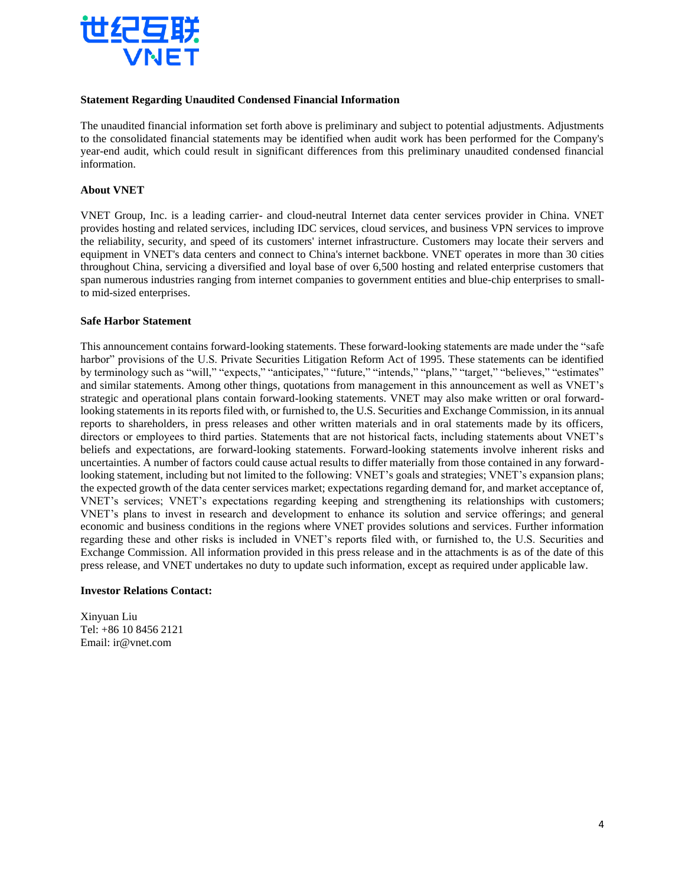**Statement Regarding Unaudited Condensed Financial Information**

The unaudited financial information set forth above is preliminary and subject to potential adjustments. Adjustments to the consolidated financial statements may be identified when audit work has been performed for the Company's year-end audit, which could result in significant differences from this preliminary unaudited condensed financial information.

**About VNET**

VNET Group, Inc. is a leading carrier- and cloud-neutral Internet data center services provider in China. VNET provides hosting and related services, including IDC services, cloud services, and business VPN services to improve the reliability, security, and speed of its customers' internet infrastructure. Customers may locate their servers and equipment in VNET's data centers and connect to China's internet backbone. VNET operates in more than 30 cities throughout China, servicing a diversified and loyal base of over 6,500 hosting and related enterprise customers that span numerous industries ranging from internet companies to government entities and blue-chip enterprises to small-to mid-sized enterprises.

**Safe Harbor Statement**

This announcement contains forward-looking statements. These forward-looking statements are made under the "safe harbor" provisions of the U.S. Private Securities Litigation Reform Act of 1995. These statements can be identified by terminology such as "will," "expects," "anticipates," "future," "intends," "plans," "target," "believes," "estimates" and similar statements. Among other things, quotations from management in this announcement as well as VNET's strategic and operational plans contain forward-looking statements. VNET may also make written or oral forward-looking statements in its reports filed with, or furnished to, the U.S. Securities and Exchange Commission, in its annual reports to shareholders, in press releases and other written materials and in oral statements made by its officers, directors or employees to third parties. Statements that are not historical facts, including statements about VNET's beliefs and expectations, are forward-looking statements. Forward-looking statements involve inherent risks and uncertainties. A number of factors could cause actual results to differ materially from those contained in any forward-looking statement, including but not limited to the following: VNET's goals and strategies; VNET's expansion plans; the expected growth of the data center services market; expectations regarding demand for, and market acceptance of, VNET's services; VNET's expectations regarding keeping and strengthening its relationships with customers; VNET's plans to invest in research and development to enhance its solution and service offerings; and general economic and business conditions in the regions where VNET provides solutions and services. Further information regarding these and other risks is included in VNET's reports filed with, or furnished to, the U.S. Securities and Exchange Commission. All information provided in this press release and in the attachments is as of the date of this press release, and VNET undertakes no duty to update such information, except as required under applicable law.

**Investor Relations Contact:**

Xinyuan Liu
Tel: +86 10 8456 2121
Email: ir@vnet.com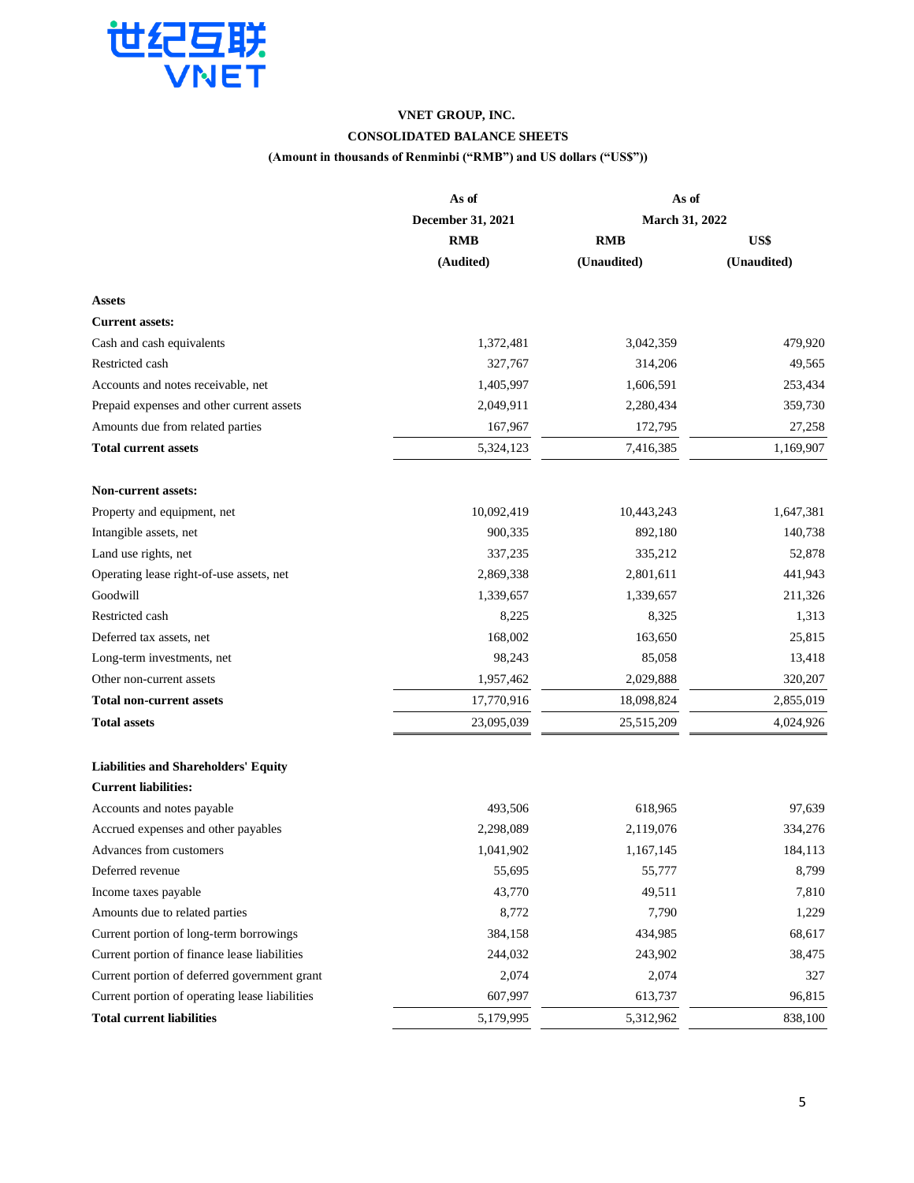# VNET GROUP, INC.

## CONSOLIDATED BALANCE SHEETS

**(Amount in thousands of Renminbi ("RMB") and US dollars ("US$"))**

| | As of December 31, 2021 | As of March 31, 2022 | |
|---|---|---|---|
| | RMB | RMB | US$ |
| | (Audited) | (Unaudited) | (Unaudited) |
| **Assets** | | | |
| **Current assets:** | | | |
| Cash and cash equivalents | 1,372,481 | 3,042,359 | 479,920 |
| Restricted cash | 327,767 | 314,206 | 49,565 |
| Accounts and notes receivable, net | 1,405,997 | 1,606,591 | 253,434 |
| Prepaid expenses and other current assets | 2,049,911 | 2,280,434 | 359,730 |
| Amounts due from related parties | 167,967 | 172,795 | 27,258 |
| **Total current assets** | 5,324,123 | 7,416,385 | 1,169,907 |
| **Non-current assets:** | | | |
| Property and equipment, net | 10,092,419 | 10,443,243 | 1,647,381 |
| Intangible assets, net | 900,335 | 892,180 | 140,738 |
| Land use rights, net | 337,235 | 335,212 | 52,878 |
| Operating lease right-of-use assets, net | 2,869,338 | 2,801,611 | 441,943 |
| Goodwill | 1,339,657 | 1,339,657 | 211,326 |
| Restricted cash | 8,225 | 8,325 | 1,313 |
| Deferred tax assets, net | 168,002 | 163,650 | 25,815 |
| Long-term investments, net | 98,243 | 85,058 | 13,418 |
| Other non-current assets | 1,957,462 | 2,029,888 | 320,207 |
| **Total non-current assets** | 17,770,916 | 18,098,824 | 2,855,019 |
| **Total assets** | 23,095,039 | 25,515,209 | 4,024,926 |
| **Liabilities and Shareholders' Equity** | | | |
| **Current liabilities:** | | | |
| Accounts and notes payable | 493,506 | 618,965 | 97,639 |
| Accrued expenses and other payables | 2,298,089 | 2,119,076 | 334,276 |
| Advances from customers | 1,041,902 | 1,167,145 | 184,113 |
| Deferred revenue | 55,695 | 55,777 | 8,799 |
| Income taxes payable | 43,770 | 49,511 | 7,810 |
| Amounts due to related parties | 8,772 | 7,790 | 1,229 |
| Current portion of long-term borrowings | 384,158 | 434,985 | 68,617 |
| Current portion of finance lease liabilities | 244,032 | 243,902 | 38,475 |
| Current portion of deferred government grant | 2,074 | 2,074 | 327 |
| Current portion of operating lease liabilities | 607,997 | 613,737 | 96,815 |
| **Total current liabilities** | 5,179,995 | 5,312,962 | 838,100 |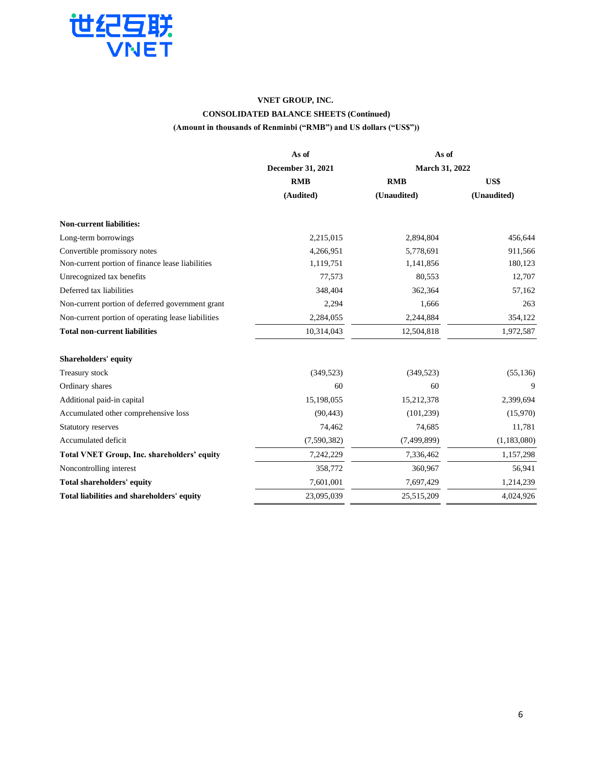**VNET GROUP, INC.**

**CONSOLIDATED BALANCE SHEETS (Continued)**

**(Amount in thousands of Renminbi ("RMB") and US dollars ("US$"))**

| | As of | As of | |
|---|---|---|---|
| | December 31, 2021 | March 31, 2022 | |
| | RMB | RMB | US$ |
| | (Audited) | (Unaudited) | (Unaudited) |
| **Non-current liabilities:** | | | |
| Long-term borrowings | 2,215,015 | 2,894,804 | 456,644 |
| Convertible promissory notes | 4,266,951 | 5,778,691 | 911,566 |
| Non-current portion of finance lease liabilities | 1,119,751 | 1,141,856 | 180,123 |
| Unrecognized tax benefits | 77,573 | 80,553 | 12,707 |
| Deferred tax liabilities | 348,404 | 362,364 | 57,162 |
| Non-current portion of deferred government grant | 2,294 | 1,666 | 263 |
| Non-current portion of operating lease liabilities | 2,284,055 | 2,244,884 | 354,122 |
| **Total non-current liabilities** | 10,314,043 | 12,504,818 | 1,972,587 |
| **Shareholders' equity** | | | |
| Treasury stock | (349,523) | (349,523) | (55,136) |
| Ordinary shares | 60 | 60 | 9 |
| Additional paid-in capital | 15,198,055 | 15,212,378 | 2,399,694 |
| Accumulated other comprehensive loss | (90,443) | (101,239) | (15,970) |
| Statutory reserves | 74,462 | 74,685 | 11,781 |
| Accumulated deficit | (7,590,382) | (7,499,899) | (1,183,080) |
| **Total VNET Group, Inc. shareholders' equity** | 7,242,229 | 7,336,462 | 1,157,298 |
| Noncontrolling interest | 358,772 | 360,967 | 56,941 |
| **Total shareholders' equity** | 7,601,001 | 7,697,429 | 1,214,239 |
| **Total liabilities and shareholders' equity** | 23,095,039 | 25,515,209 | 4,024,926 |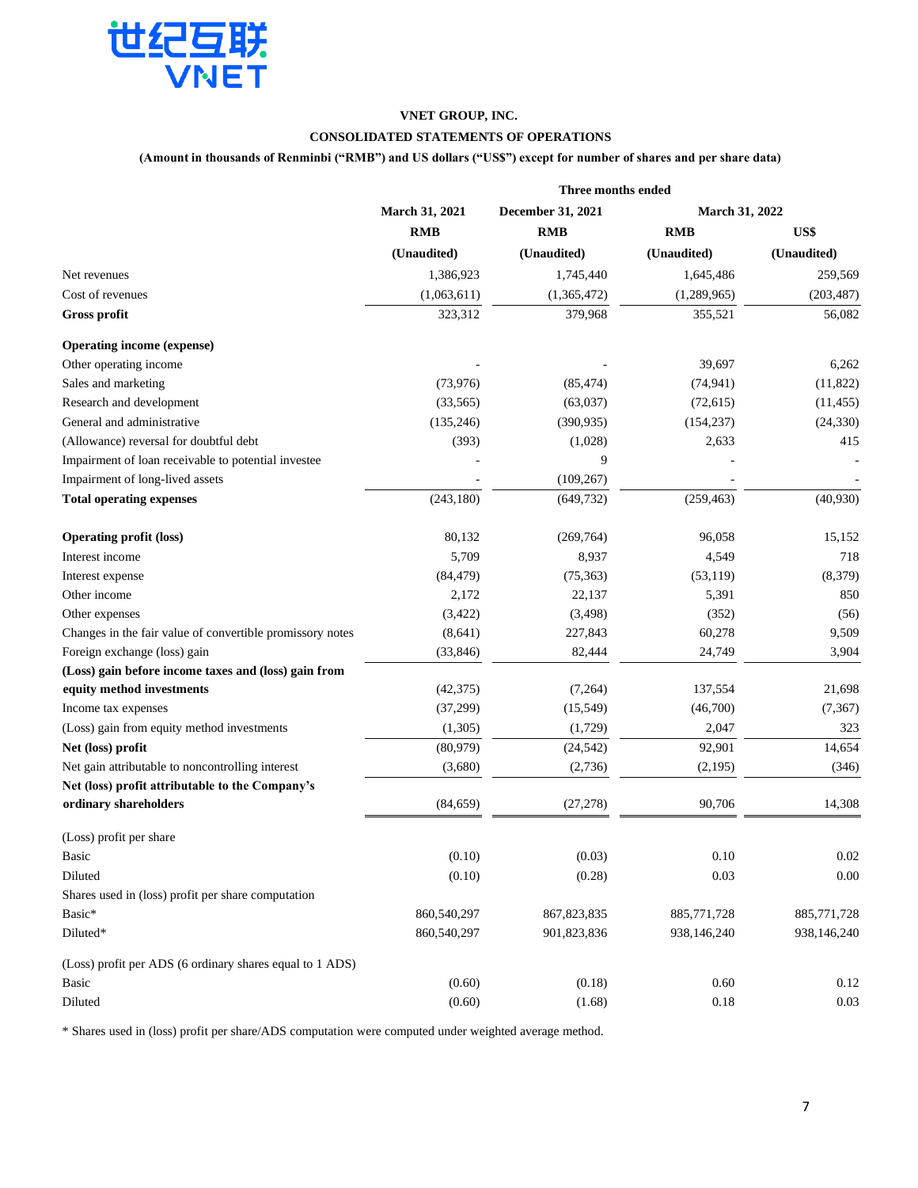世纪互联 VNET

**VNET GROUP, INC.**

**CONSOLIDATED STATEMENTS OF OPERATIONS**

**(Amount in thousands of Renminbi ("RMB") and US dollars ("US$") except for number of shares and per share data)**

| | Three months ended | | | |
|---|---|---|---|---|
| | **March 31, 2021** | **December 31, 2021** | **March 31, 2022** | |
| | **RMB** | **RMB** | **RMB** | **US$** |
| | **(Unaudited)** | **(Unaudited)** | **(Unaudited)** | **(Unaudited)** |
| Net revenues | 1,386,923 | 1,745,440 | 1,645,486 | 259,569 |
| Cost of revenues | (1,063,611) | (1,365,472) | (1,289,965) | (203,487) |
| **Gross profit** | 323,312 | 379,968 | 355,521 | 56,082 |
| **Operating income (expense)** | | | | |
| Other operating income | - | - | 39,697 | 6,262 |
| Sales and marketing | (73,976) | (85,474) | (74,941) | (11,822) |
| Research and development | (33,565) | (63,037) | (72,615) | (11,455) |
| General and administrative | (135,246) | (390,935) | (154,237) | (24,330) |
| (Allowance) reversal for doubtful debt | (393) | (1,028) | 2,633 | 415 |
| Impairment of loan receivable to potential investee | - | 9 | - | - |
| Impairment of long-lived assets | - | (109,267) | - | - |
| **Total operating expenses** | (243,180) | (649,732) | (259,463) | (40,930) |
| **Operating profit (loss)** | 80,132 | (269,764) | 96,058 | 15,152 |
| Interest income | 5,709 | 8,937 | 4,549 | 718 |
| Interest expense | (84,479) | (75,363) | (53,119) | (8,379) |
| Other income | 2,172 | 22,137 | 5,391 | 850 |
| Other expenses | (3,422) | (3,498) | (352) | (56) |
| Changes in the fair value of convertible promissory notes | (8,641) | 227,843 | 60,278 | 9,509 |
| Foreign exchange (loss) gain | (33,846) | 82,444 | 24,749 | 3,904 |
| **(Loss) gain before income taxes and (loss) gain from equity method investments** | (42,375) | (7,264) | 137,554 | 21,698 |
| Income tax expenses | (37,299) | (15,549) | (46,700) | (7,367) |
| (Loss) gain from equity method investments | (1,305) | (1,729) | 2,047 | 323 |
| **Net (loss) profit** | (80,979) | (24,542) | 92,901 | 14,654 |
| Net gain attributable to noncontrolling interest | (3,680) | (2,736) | (2,195) | (346) |
| **Net (loss) profit attributable to the Company's ordinary shareholders** | (84,659) | (27,278) | 90,706 | 14,308 |
| (Loss) profit per share | | | | |
| Basic | (0.10) | (0.03) | 0.10 | 0.02 |
| Diluted | (0.10) | (0.28) | 0.03 | 0.00 |
| Shares used in (loss) profit per share computation | | | | |
| Basic* | 860,540,297 | 867,823,835 | 885,771,728 | 885,771,728 |
| Diluted* | 860,540,297 | 901,823,836 | 938,146,240 | 938,146,240 |
| (Loss) profit per ADS (6 ordinary shares equal to 1 ADS) | | | | |
| Basic | (0.60) | (0.18) | 0.60 | 0.12 |
| Diluted | (0.60) | (1.68) | 0.18 | 0.03 |

\* Shares used in (loss) profit per share/ADS computation were computed under weighted average method.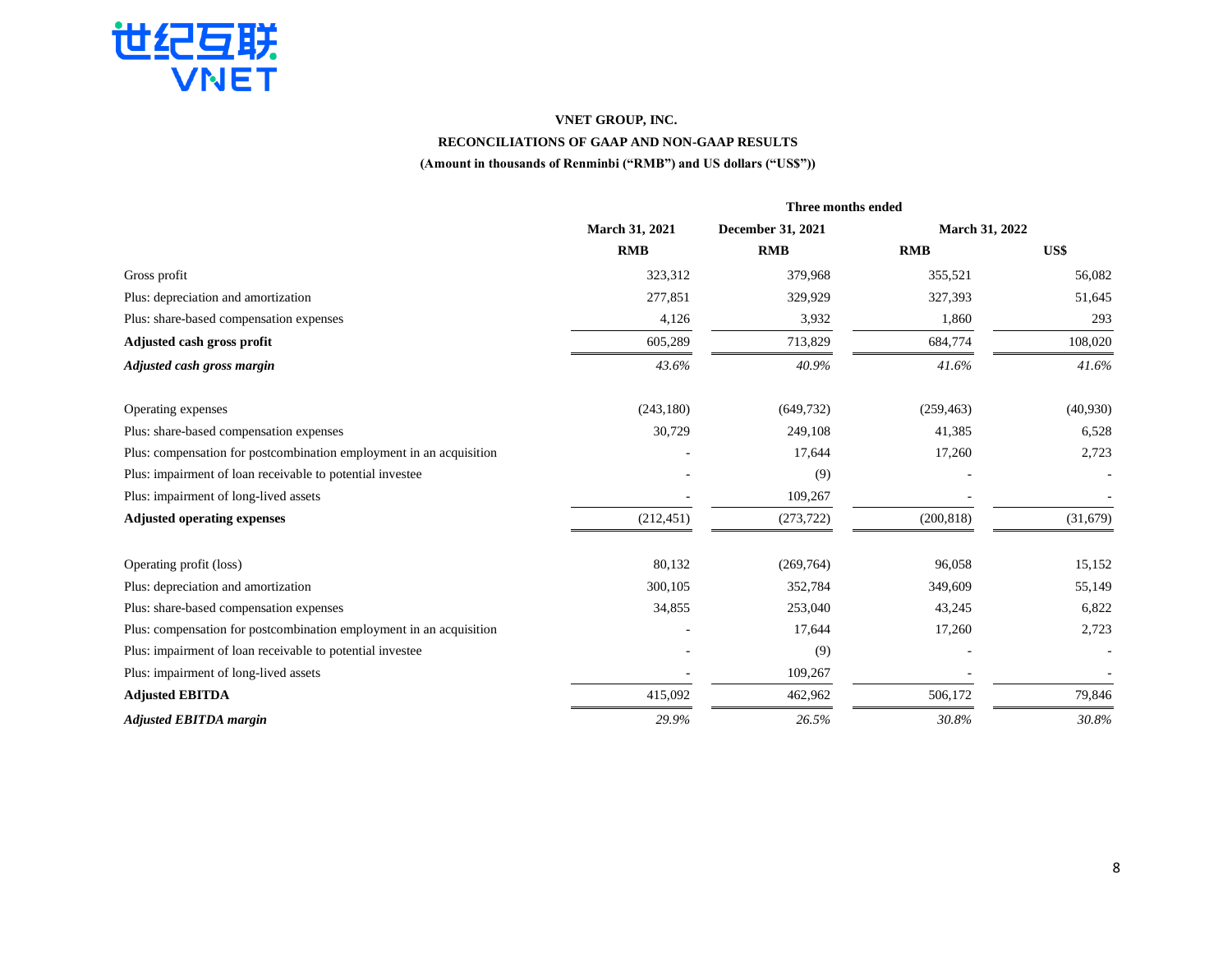**VNET GROUP, INC.**

**RECONCILIATIONS OF GAAP AND NON-GAAP RESULTS**

**(Amount in thousands of Renminbi ("RMB") and US dollars ("US$"))**

| | Three months ended | | | |
|---|---|---|---|---|
| | **March 31, 2021** | **December 31, 2021** | **March 31, 2022** | |
| | **RMB** | **RMB** | **RMB** | **US$** |
| Gross profit | 323,312 | 379,968 | 355,521 | 56,082 |
| Plus: depreciation and amortization | 277,851 | 329,929 | 327,393 | 51,645 |
| Plus: share-based compensation expenses | 4,126 | 3,932 | 1,860 | 293 |
| **Adjusted cash gross profit** | 605,289 | 713,829 | 684,774 | 108,020 |
| ***Adjusted cash gross margin*** | *43.6%* | *40.9%* | *41.6%* | *41.6%* |
| | | | | |
| Operating expenses | (243,180) | (649,732) | (259,463) | (40,930) |
| Plus: share-based compensation expenses | 30,729 | 249,108 | 41,385 | 6,528 |
| Plus: compensation for postcombination employment in an acquisition | - | 17,644 | 17,260 | 2,723 |
| Plus: impairment of loan receivable to potential investee | - | (9) | - | - |
| Plus: impairment of long-lived assets | - | 109,267 | - | - |
| **Adjusted operating expenses** | (212,451) | (273,722) | (200,818) | (31,679) |
| | | | | |
| Operating profit (loss) | 80,132 | (269,764) | 96,058 | 15,152 |
| Plus: depreciation and amortization | 300,105 | 352,784 | 349,609 | 55,149 |
| Plus: share-based compensation expenses | 34,855 | 253,040 | 43,245 | 6,822 |
| Plus: compensation for postcombination employment in an acquisition | - | 17,644 | 17,260 | 2,723 |
| Plus: impairment of loan receivable to potential investee | - | (9) | - | - |
| Plus: impairment of long-lived assets | - | 109,267 | - | - |
| **Adjusted EBITDA** | 415,092 | 462,962 | 506,172 | 79,846 |
| ***Adjusted EBITDA margin*** | *29.9%* | *26.5%* | *30.8%* | *30.8%* |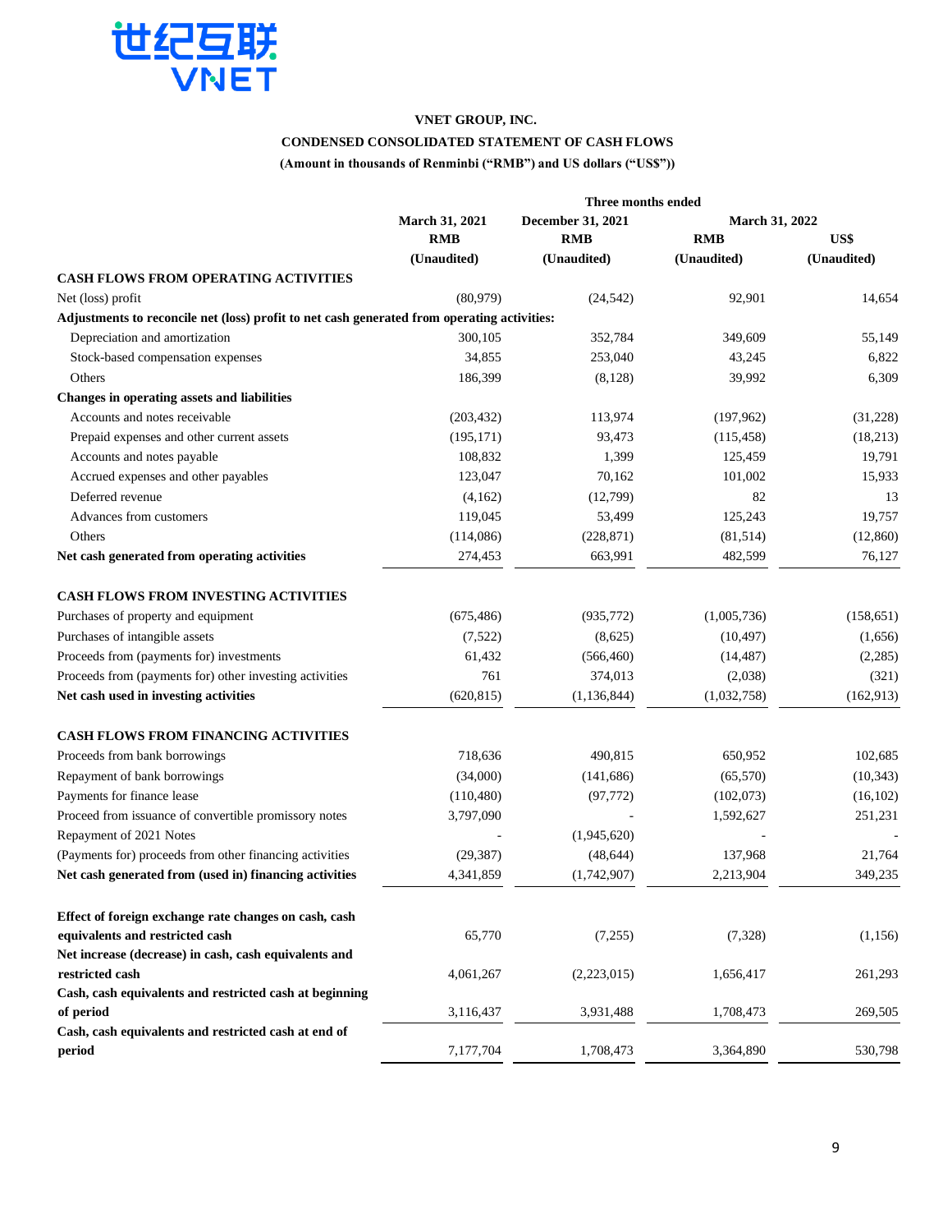世纪互联
VNET

**VNET GROUP, INC.**

**CONDENSED CONSOLIDATED STATEMENT OF CASH FLOWS**

**(Amount in thousands of Renminbi ("RMB") and US dollars ("US$"))**

| | Three months ended | | | |
|---|---|---|---|---|
| | March 31, 2021 | December 31, 2021 | March 31, 2022 | |
| | RMB | RMB | RMB | US$ |
| | (Unaudited) | (Unaudited) | (Unaudited) | (Unaudited) |
| **CASH FLOWS FROM OPERATING ACTIVITIES** | | | | |
| Net (loss) profit | (80,979) | (24,542) | 92,901 | 14,654 |
| **Adjustments to reconcile net (loss) profit to net cash generated from operating activities:** | | | | |
| Depreciation and amortization | 300,105 | 352,784 | 349,609 | 55,149 |
| Stock-based compensation expenses | 34,855 | 253,040 | 43,245 | 6,822 |
| Others | 186,399 | (8,128) | 39,992 | 6,309 |
| **Changes in operating assets and liabilities** | | | | |
| Accounts and notes receivable | (203,432) | 113,974 | (197,962) | (31,228) |
| Prepaid expenses and other current assets | (195,171) | 93,473 | (115,458) | (18,213) |
| Accounts and notes payable | 108,832 | 1,399 | 125,459 | 19,791 |
| Accrued expenses and other payables | 123,047 | 70,162 | 101,002 | 15,933 |
| Deferred revenue | (4,162) | (12,799) | 82 | 13 |
| Advances from customers | 119,045 | 53,499 | 125,243 | 19,757 |
| Others | (114,086) | (228,871) | (81,514) | (12,860) |
| **Net cash generated from operating activities** | 274,453 | 663,991 | 482,599 | 76,127 |
| **CASH FLOWS FROM INVESTING ACTIVITIES** | | | | |
| Purchases of property and equipment | (675,486) | (935,772) | (1,005,736) | (158,651) |
| Purchases of intangible assets | (7,522) | (8,625) | (10,497) | (1,656) |
| Proceeds from (payments for) investments | 61,432 | (566,460) | (14,487) | (2,285) |
| Proceeds from (payments for) other investing activities | 761 | 374,013 | (2,038) | (321) |
| **Net cash used in investing activities** | (620,815) | (1,136,844) | (1,032,758) | (162,913) |
| **CASH FLOWS FROM FINANCING ACTIVITIES** | | | | |
| Proceeds from bank borrowings | 718,636 | 490,815 | 650,952 | 102,685 |
| Repayment of bank borrowings | (34,000) | (141,686) | (65,570) | (10,343) |
| Payments for finance lease | (110,480) | (97,772) | (102,073) | (16,102) |
| Proceed from issuance of convertible promissory notes | 3,797,090 | - | 1,592,627 | 251,231 |
| Repayment of 2021 Notes | - | (1,945,620) | - | - |
| (Payments for) proceeds from other financing activities | (29,387) | (48,644) | 137,968 | 21,764 |
| **Net cash generated from (used in) financing activities** | 4,341,859 | (1,742,907) | 2,213,904 | 349,235 |
| **Effect of foreign exchange rate changes on cash, cash equivalents and restricted cash** | 65,770 | (7,255) | (7,328) | (1,156) |
| **Net increase (decrease) in cash, cash equivalents and restricted cash** | 4,061,267 | (2,223,015) | 1,656,417 | 261,293 |
| **Cash, cash equivalents and restricted cash at beginning of period** | 3,116,437 | 3,931,488 | 1,708,473 | 269,505 |
| **Cash, cash equivalents and restricted cash at end of period** | 7,177,704 | 1,708,473 | 3,364,890 | 530,798 |